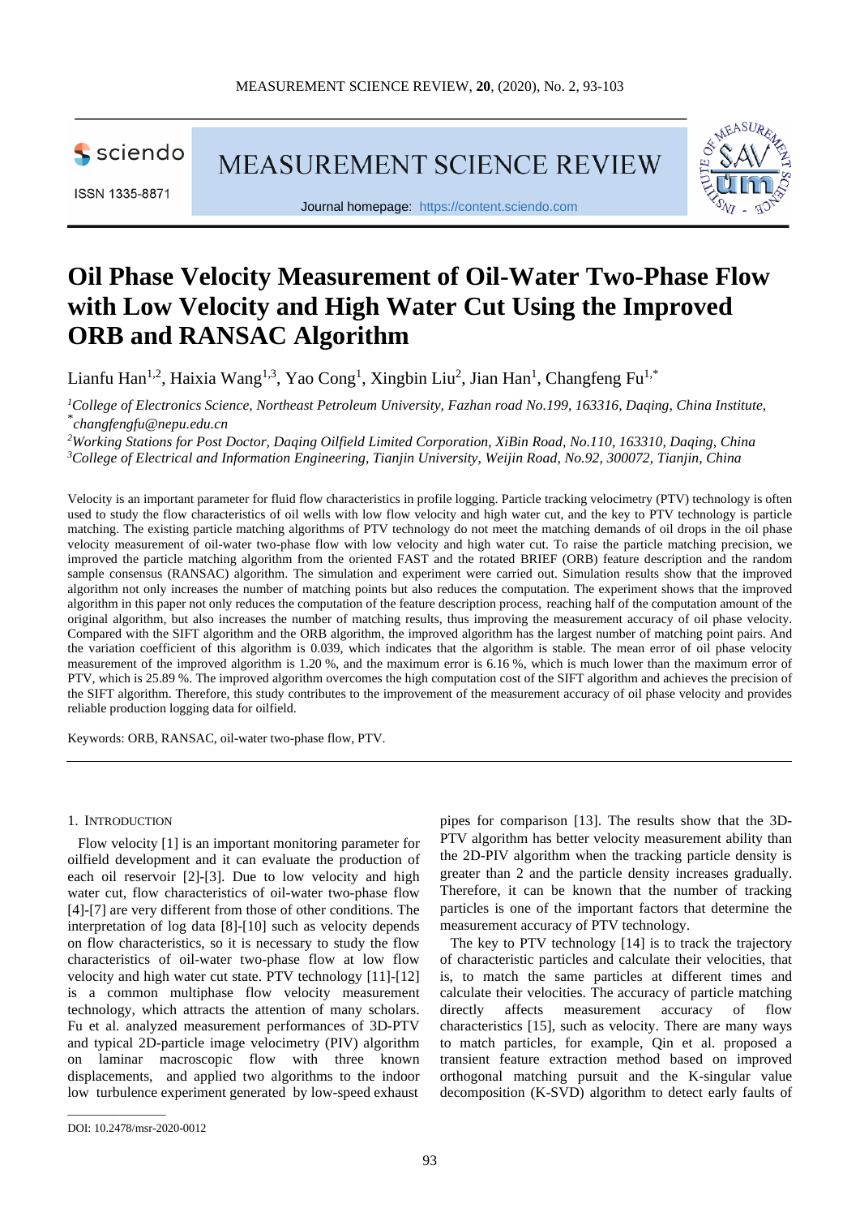# Oil Phase Velocity Measurement of Oil-Water Two-Phase Flow with Low Velocity and High Water Cut Using the Improved ORB and RANSAC Algorithm

Lianfu Han[1,2], Haixia Wang[1,3], Yao Cong[1], Xingbin Liu[2], Jian Han[1], Changfeng Fu[1,*]

[1]*College of Electronics Science, Northeast Petroleum University, Fazhan road No.199, 163316, Daqing, China Institute,* [*]*changfengfu@nepu.edu.cn*

[2]*Working Stations for Post Doctor, Daqing Oilfield Limited Corporation, XiBin Road, No.110, 163310, Daqing, China*

[3]*College of Electrical and Information Engineering, Tianjin University, Weijin Road, No.92, 300072, Tianjin, China*

Velocity is an important parameter for fluid flow characteristics in profile logging. Particle tracking velocimetry (PTV) technology is often used to study the flow characteristics of oil wells with low flow velocity and high water cut, and the key to PTV technology is particle matching. The existing particle matching algorithms of PTV technology do not meet the matching demands of oil drops in the oil phase velocity measurement of oil-water two-phase flow with low velocity and high water cut. To raise the particle matching precision, we improved the particle matching algorithm from the oriented FAST and the rotated BRIEF (ORB) feature description and the random sample consensus (RANSAC) algorithm. The simulation and experiment were carried out. Simulation results show that the improved algorithm not only increases the number of matching points but also reduces the computation. The experiment shows that the improved algorithm in this paper not only reduces the computation of the feature description process, reaching half of the computation amount of the original algorithm, but also increases the number of matching results, thus improving the measurement accuracy of oil phase velocity. Compared with the SIFT algorithm and the ORB algorithm, the improved algorithm has the largest number of matching point pairs. And the variation coefficient of this algorithm is 0.039, which indicates that the algorithm is stable. The mean error of oil phase velocity measurement of the improved algorithm is 1.20 %, and the maximum error is 6.16 %, which is much lower than the maximum error of PTV, which is 25.89 %. The improved algorithm overcomes the high computation cost of the SIFT algorithm and achieves the precision of the SIFT algorithm. Therefore, this study contributes to the improvement of the measurement accuracy of oil phase velocity and provides reliable production logging data for oilfield.

Keywords: ORB, RANSAC, oil-water two-phase flow, PTV.

## 1. Introduction

Flow velocity [1] is an important monitoring parameter for oilfield development and it can evaluate the production of each oil reservoir [2]-[3]. Due to low velocity and high water cut, flow characteristics of oil-water two-phase flow [4]-[7] are very different from those of other conditions. The interpretation of log data [8]-[10] such as velocity depends on flow characteristics, so it is necessary to study the flow characteristics of oil-water two-phase flow at low flow velocity and high water cut state. PTV technology [11]-[12] is a common multiphase flow velocity measurement technology, which attracts the attention of many scholars. Fu et al. analyzed measurement performances of 3D-PTV and typical 2D-particle image velocimetry (PIV) algorithm on laminar macroscopic flow with three known displacements, and applied two algorithms to the indoor low turbulence experiment generated by low-speed exhaust pipes for comparison [13]. The results show that the 3D-PTV algorithm has better velocity measurement ability than the 2D-PIV algorithm when the tracking particle density is greater than 2 and the particle density increases gradually. Therefore, it can be known that the number of tracking particles is one of the important factors that determine the measurement accuracy of PTV technology.

The key to PTV technology [14] is to track the trajectory of characteristic particles and calculate their velocities, that is, to match the same particles at different times and calculate their velocities. The accuracy of particle matching directly affects measurement accuracy of flow characteristics [15], such as velocity. There are many ways to match particles, for example, Qin et al. proposed a transient feature extraction method based on improved orthogonal matching pursuit and the K-singular value decomposition (K-SVD) algorithm to detect early faults of

DOI: 10.2478/msr-2020-0012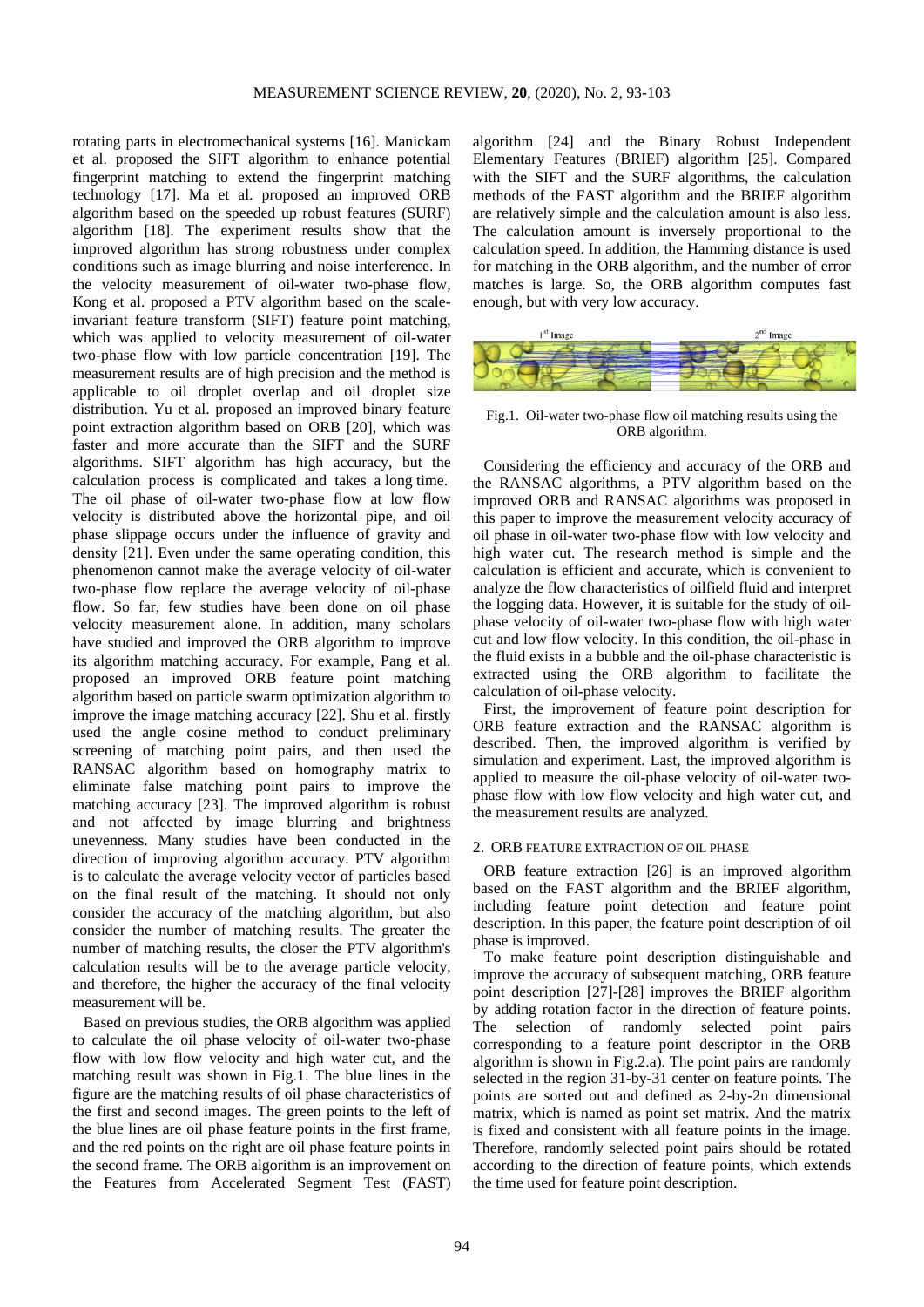rotating parts in electromechanical systems [16]. Manickam et al. proposed the SIFT algorithm to enhance potential fingerprint matching to extend the fingerprint matching technology [17]. Ma et al. proposed an improved ORB algorithm based on the speeded up robust features (SURF) algorithm [18]. The experiment results show that the improved algorithm has strong robustness under complex conditions such as image blurring and noise interference. In the velocity measurement of oil-water two-phase flow, Kong et al. proposed a PTV algorithm based on the scale-invariant feature transform (SIFT) feature point matching, which was applied to velocity measurement of oil-water two-phase flow with low particle concentration [19]. The measurement results are of high precision and the method is applicable to oil droplet overlap and oil droplet size distribution. Yu et al. proposed an improved binary feature point extraction algorithm based on ORB [20], which was faster and more accurate than the SIFT and the SURF algorithms. SIFT algorithm has high accuracy, but the calculation process is complicated and takes a long time. The oil phase of oil-water two-phase flow at low flow velocity is distributed above the horizontal pipe, and oil phase slippage occurs under the influence of gravity and density [21]. Even under the same operating condition, this phenomenon cannot make the average velocity of oil-water two-phase flow replace the average velocity of oil-phase flow. So far, few studies have been done on oil phase velocity measurement alone. In addition, many scholars have studied and improved the ORB algorithm to improve its algorithm matching accuracy. For example, Pang et al. proposed an improved ORB feature point matching algorithm based on particle swarm optimization algorithm to improve the image matching accuracy [22]. Shu et al. firstly used the angle cosine method to conduct preliminary screening of matching point pairs, and then used the RANSAC algorithm based on homography matrix to eliminate false matching point pairs to improve the matching accuracy [23]. The improved algorithm is robust and not affected by image blurring and brightness unevenness. Many studies have been conducted in the direction of improving algorithm accuracy. PTV algorithm is to calculate the average velocity vector of particles based on the final result of the matching. It should not only consider the accuracy of the matching algorithm, but also consider the number of matching results. The greater the number of matching results, the closer the PTV algorithm's calculation results will be to the average particle velocity, and therefore, the higher the accuracy of the final velocity measurement will be.

Based on previous studies, the ORB algorithm was applied to calculate the oil phase velocity of oil-water two-phase flow with low flow velocity and high water cut, and the matching result was shown in Fig.1. The blue lines in the figure are the matching results of oil phase characteristics of the first and second images. The green points to the left of the blue lines are oil phase feature points in the first frame, and the red points on the right are oil phase feature points in the second frame. The ORB algorithm is an improvement on the Features from Accelerated Segment Test (FAST) algorithm [24] and the Binary Robust Independent Elementary Features (BRIEF) algorithm [25]. Compared with the SIFT and the SURF algorithms, the calculation methods of the FAST algorithm and the BRIEF algorithm are relatively simple and the calculation amount is also less. The calculation amount is inversely proportional to the calculation speed. In addition, the Hamming distance is used for matching in the ORB algorithm, and the number of error matches is large. So, the ORB algorithm computes fast enough, but with very low accuracy.

Fig.1. Oil-water two-phase flow oil matching results using the ORB algorithm.

Considering the efficiency and accuracy of the ORB and the RANSAC algorithms, a PTV algorithm based on the improved ORB and RANSAC algorithms was proposed in this paper to improve the measurement velocity accuracy of oil phase in oil-water two-phase flow with low velocity and high water cut. The research method is simple and the calculation is efficient and accurate, which is convenient to analyze the flow characteristics of oilfield fluid and interpret the logging data. However, it is suitable for the study of oil-phase velocity of oil-water two-phase flow with high water cut and low flow velocity. In this condition, the oil-phase in the fluid exists in a bubble and the oil-phase characteristic is extracted using the ORB algorithm to facilitate the calculation of oil-phase velocity.

First, the improvement of feature point description for ORB feature extraction and the RANSAC algorithm is described. Then, the improved algorithm is verified by simulation and experiment. Last, the improved algorithm is applied to measure the oil-phase velocity of oil-water two-phase flow with low flow velocity and high water cut, and the measurement results are analyzed.

## 2. ORB FEATURE EXTRACTION OF OIL PHASE

ORB feature extraction [26] is an improved algorithm based on the FAST algorithm and the BRIEF algorithm, including feature point detection and feature point description. In this paper, the feature point description of oil phase is improved.

To make feature point description distinguishable and improve the accuracy of subsequent matching, ORB feature point description [27]-[28] improves the BRIEF algorithm by adding rotation factor in the direction of feature points. The selection of randomly selected point pairs corresponding to a feature point descriptor in the ORB algorithm is shown in Fig.2.a). The point pairs are randomly selected in the region 31-by-31 center on feature points. The points are sorted out and defined as 2-by-2n dimensional matrix, which is named as point set matrix. And the matrix is fixed and consistent with all feature points in the image. Therefore, randomly selected point pairs should be rotated according to the direction of feature points, which extends the time used for feature point description.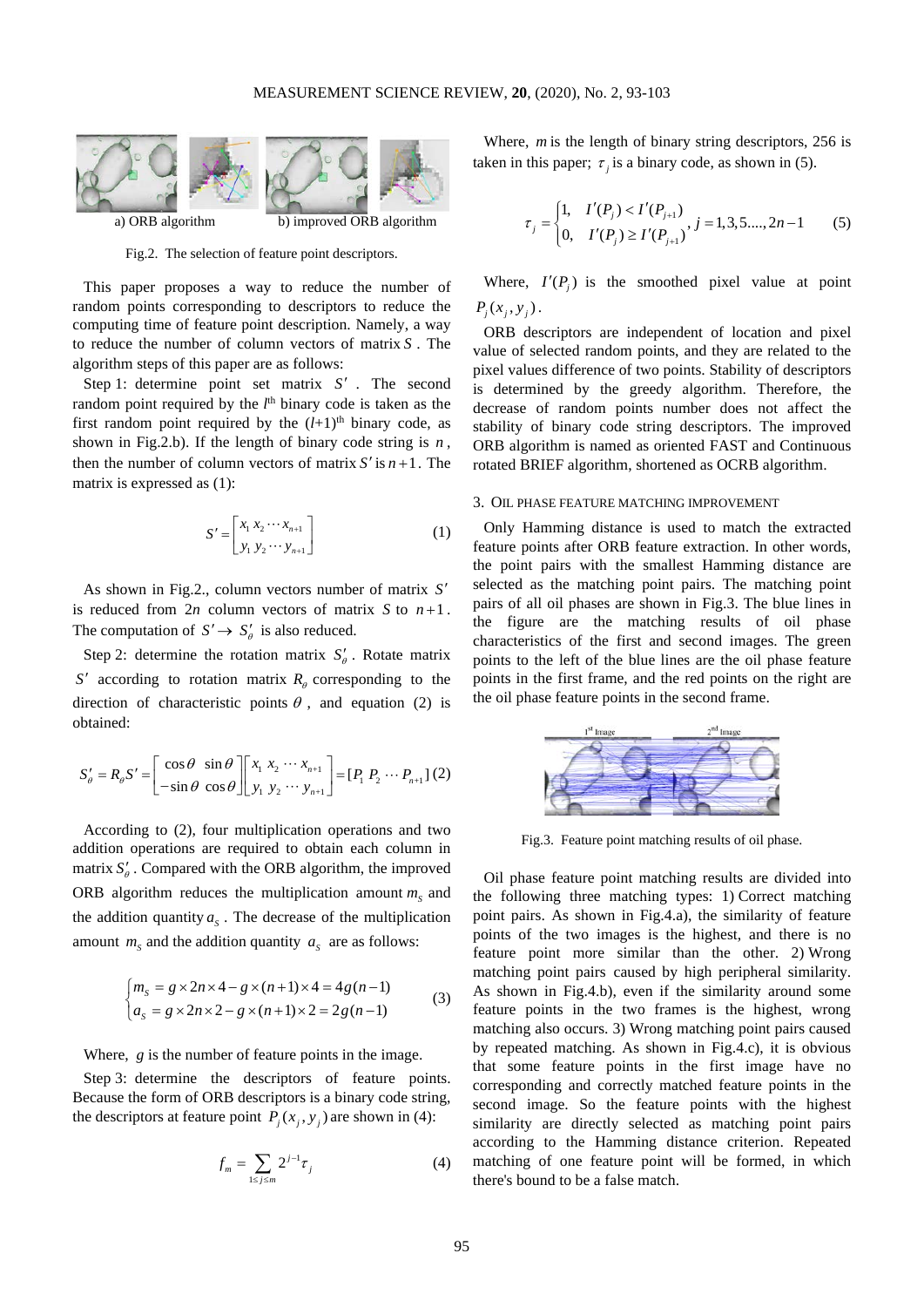a) ORB algorithm b) improved ORB algorithm

Fig.2. The selection of feature point descriptors.

This paper proposes a way to reduce the number of random points corresponding to descriptors to reduce the computing time of feature point description. Namely, a way to reduce the number of column vectors of matrix $S$. The algorithm steps of this paper are as follows:

Step 1: determine point set matrix $S'$. The second random point required by the $l^{th}$ binary code is taken as the first random point required by the $(l+1)^{th}$ binary code, as shown in Fig.2.b). If the length of binary code string is $n$, then the number of column vectors of matrix $S'$ is $n+1$. The matrix is expressed as (1):

$$S' = \begin{bmatrix} x_1 \; x_2 \cdots x_{n+1} \\ y_1 \; y_2 \cdots y_{n+1} \end{bmatrix} \tag{1}$$

As shown in Fig.2., column vectors number of matrix $S'$ is reduced from $2n$ column vectors of matrix $S$ to $n+1$. The computation of $S' \rightarrow S'_\theta$ is also reduced.

Step 2: determine the rotation matrix $S'_\theta$. Rotate matrix $S'$ according to rotation matrix $R_\theta$ corresponding to the direction of characteristic points $\theta$, and equation (2) is obtained:

$$S'_\theta = R_\theta S' = \begin{bmatrix} \cos\theta & \sin\theta \\ -\sin\theta & \cos\theta \end{bmatrix} \begin{bmatrix} x_1 \; x_2 \cdots x_{n+1} \\ y_1 \; y_2 \cdots y_{n+1} \end{bmatrix} = [P_1 \; P_2 \cdots P_{n+1}] \tag{2}$$

According to (2), four multiplication operations and two addition operations are required to obtain each column in matrix $S'_\theta$. Compared with the ORB algorithm, the improved ORB algorithm reduces the multiplication amount $m_S$ and the addition quantity $a_S$. The decrease of the multiplication amount $m_S$ and the addition quantity $a_S$ are as follows:

$$\begin{cases} m_S = g \times 2n \times 4 - g \times (n+1) \times 4 = 4g(n-1) \\ a_S = g \times 2n \times 2 - g \times (n+1) \times 2 = 2g(n-1) \end{cases} \tag{3}$$

Where, $g$ is the number of feature points in the image.

Step 3: determine the descriptors of feature points. Because the form of ORB descriptors is a binary code string, the descriptors at feature point $P_j(x_j, y_j)$ are shown in (4):

$$f_m = \sum_{1 \le j \le m} 2^{j-1} \tau_j \tag{4}$$

Where, $m$ is the length of binary string descriptors, 256 is taken in this paper; $\tau_j$ is a binary code, as shown in (5).

$$\tau_j = \begin{cases} 1, & I'(P_j) < I'(P_{j+1}) \\ 0, & I'(P_j) \ge I'(P_{j+1}) \end{cases}, \; j = 1, 3, 5...., 2n-1 \tag{5}$$

Where, $I'(P_j)$ is the smoothed pixel value at point $P_j(x_j, y_j)$.

ORB descriptors are independent of location and pixel value of selected random points, and they are related to the pixel values difference of two points. Stability of descriptors is determined by the greedy algorithm. Therefore, the decrease of random points number does not affect the stability of binary code string descriptors. The improved ORB algorithm is named as oriented FAST and Continuous rotated BRIEF algorithm, shortened as OCRB algorithm.

## 3. OIL PHASE FEATURE MATCHING IMPROVEMENT

Only Hamming distance is used to match the extracted feature points after ORB feature extraction. In other words, the point pairs with the smallest Hamming distance are selected as the matching point pairs. The matching point pairs of all oil phases are shown in Fig.3. The blue lines in the figure are the matching results of oil phase characteristics of the first and second images. The green points to the left of the blue lines are the oil phase feature points in the first frame, and the red points on the right are the oil phase feature points in the second frame.

Fig.3. Feature point matching results of oil phase.

Oil phase feature point matching results are divided into the following three matching types: 1) Correct matching point pairs. As shown in Fig.4.a), the similarity of feature points of the two images is the highest, and there is no feature point more similar than the other. 2) Wrong matching point pairs caused by high peripheral similarity. As shown in Fig.4.b), even if the similarity around some feature points in the two frames is the highest, wrong matching also occurs. 3) Wrong matching point pairs caused by repeated matching. As shown in Fig.4.c), it is obvious that some feature points in the first image have no corresponding and correctly matched feature points in the second image. So the feature points with the highest similarity are directly selected as matching point pairs according to the Hamming distance criterion. Repeated matching of one feature point will be formed, in which there's bound to be a false match.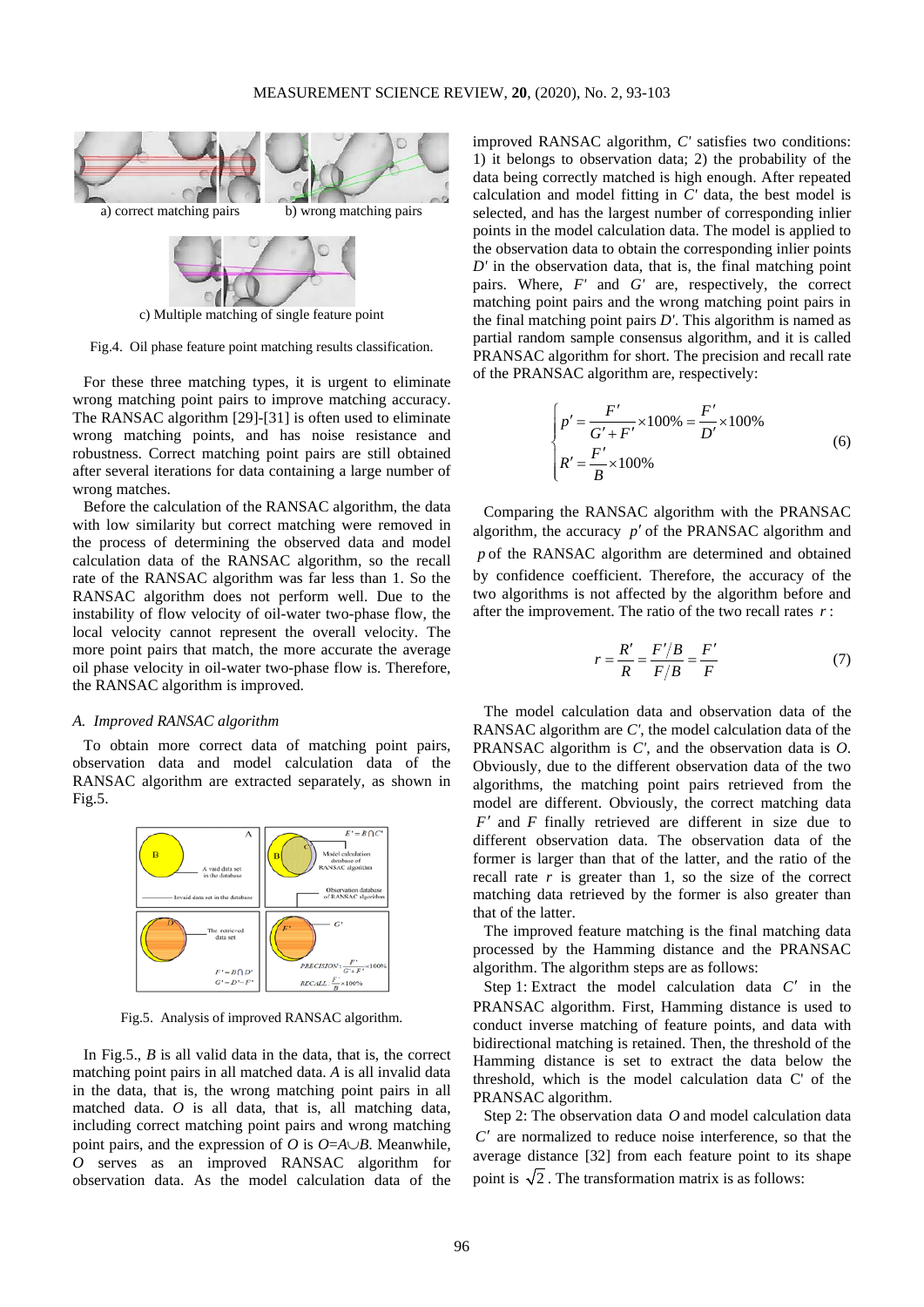a) correct matching pairs  b) wrong matching pairs

c) Multiple matching of single feature point

Fig.4. Oil phase feature point matching results classification.

For these three matching types, it is urgent to eliminate wrong matching point pairs to improve matching accuracy. The RANSAC algorithm [29]-[31] is often used to eliminate wrong matching points, and has noise resistance and robustness. Correct matching point pairs are still obtained after several iterations for data containing a large number of wrong matches.

Before the calculation of the RANSAC algorithm, the data with low similarity but correct matching were removed in the process of determining the observed data and model calculation data of the RANSAC algorithm, so the recall rate of the RANSAC algorithm was far less than 1. So the RANSAC algorithm does not perform well. Due to the instability of flow velocity of oil-water two-phase flow, the local velocity cannot represent the overall velocity. The more point pairs that match, the more accurate the average oil phase velocity in oil-water two-phase flow is. Therefore, the RANSAC algorithm is improved.

### *A. Improved RANSAC algorithm*

To obtain more correct data of matching point pairs, observation data and model calculation data of the RANSAC algorithm are extracted separately, as shown in Fig.5.

Fig.5. Analysis of improved RANSAC algorithm.

In Fig.5., $B$ is all valid data in the data, that is, the correct matching point pairs in all matched data. $A$ is all invalid data in the data, that is, the wrong matching point pairs in all matched data. $O$ is all data, that is, all matching data, including correct matching point pairs and wrong matching point pairs, and the expression of $O$ is $O = A \cup B$. Meanwhile, $O$ serves as an improved RANSAC algorithm for observation data. As the model calculation data of the improved RANSAC algorithm, $C'$ satisfies two conditions: 1) it belongs to observation data; 2) the probability of the data being correctly matched is high enough. After repeated calculation and model fitting in $C'$ data, the best model is selected, and has the largest number of corresponding inlier points in the model calculation data. The model is applied to the observation data to obtain the corresponding inlier points $D'$ in the observation data, that is, the final matching point pairs. Where, $F'$ and $G'$ are, respectively, the correct matching point pairs and the wrong matching point pairs in the final matching point pairs $D'$. This algorithm is named as partial random sample consensus algorithm, and it is called PRANSAC algorithm for short. The precision and recall rate of the PRANSAC algorithm are, respectively:

$$\begin{cases} p' = \dfrac{F'}{G' + F'} \times 100\% = \dfrac{F'}{D'} \times 100\% \\ R' = \dfrac{F'}{B} \times 100\% \end{cases} \tag{6}$$

Comparing the RANSAC algorithm with the PRANSAC algorithm, the accuracy $p'$ of the PRANSAC algorithm and $p$ of the RANSAC algorithm are determined and obtained by confidence coefficient. Therefore, the accuracy of the two algorithms is not affected by the algorithm before and after the improvement. The ratio of the two recall rates $r$ :

$$r = \frac{R'}{R} = \frac{F'/B}{F/B} = \frac{F'}{F} \tag{7}$$

The model calculation data and observation data of the RANSAC algorithm are $C'$, the model calculation data of the PRANSAC algorithm is $C'$, and the observation data is $O$. Obviously, due to the different observation data of the two algorithms, the matching point pairs retrieved from the model are different. Obviously, the correct matching data $F'$ and $F$ finally retrieved are different in size due to different observation data. The observation data of the former is larger than that of the latter, and the ratio of the recall rate $r$ is greater than 1, so the size of the correct matching data retrieved by the former is also greater than that of the latter.

The improved feature matching is the final matching data processed by the Hamming distance and the PRANSAC algorithm. The algorithm steps are as follows:

Step 1: Extract the model calculation data $C'$ in the PRANSAC algorithm. First, Hamming distance is used to conduct inverse matching of feature points, and data with bidirectional matching is retained. Then, the threshold of the Hamming distance is set to extract the data below the threshold, which is the model calculation data C' of the PRANSAC algorithm.

Step 2: The observation data $O$ and model calculation data $C'$ are normalized to reduce noise interference, so that the average distance [32] from each feature point to its shape point is $\sqrt{2}$ . The transformation matrix is as follows: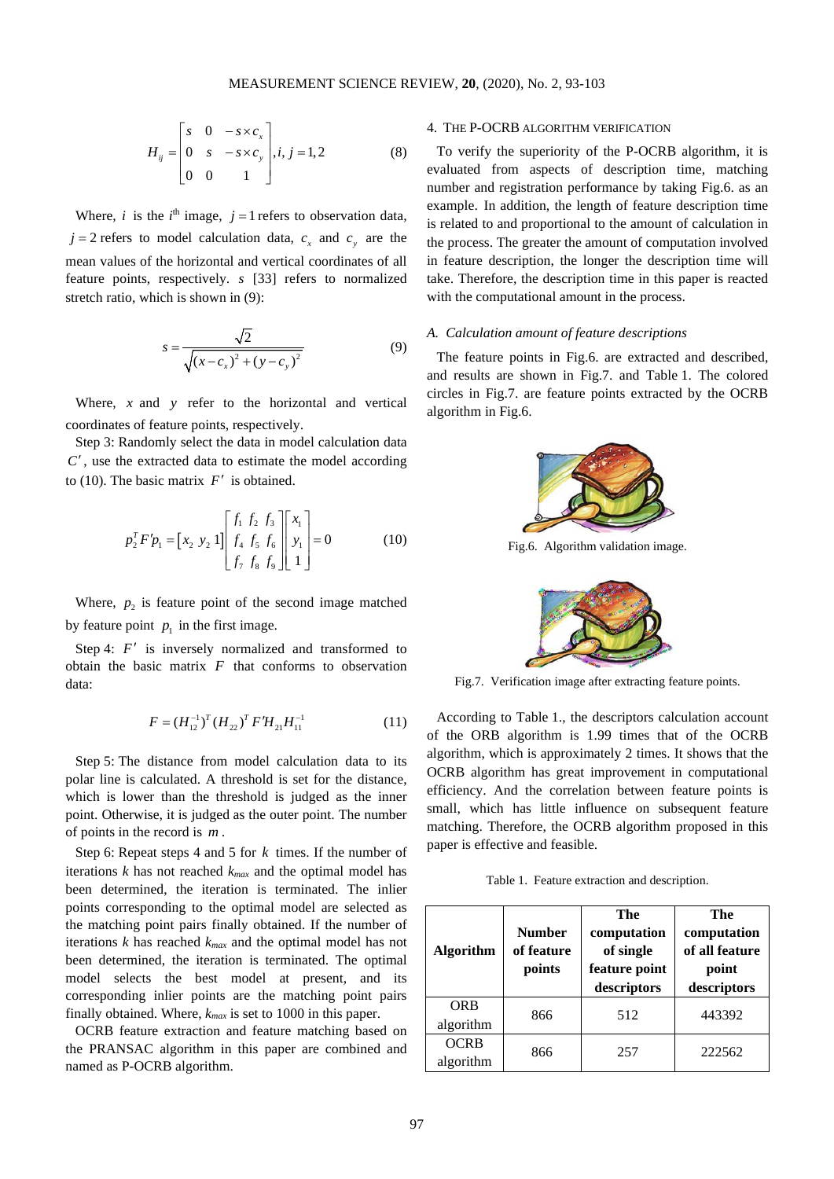$$H_{ij} = \begin{bmatrix} s & 0 & -s \times c_x \\ 0 & s & -s \times c_y \\ 0 & 0 & 1 \end{bmatrix}, i, j = 1, 2 \tag{8}$$

Where, $i$ is the $i^{th}$ image, $j = 1$ refers to observation data, $j = 2$ refers to model calculation data, $c_x$ and $c_y$ are the mean values of the horizontal and vertical coordinates of all feature points, respectively. $s$ [33] refers to normalized stretch ratio, which is shown in (9):

$$s = \frac{\sqrt{2}}{\sqrt{(x - c_x)^2 + (y - c_y)^2}} \tag{9}$$

Where, $x$ and $y$ refer to the horizontal and vertical coordinates of feature points, respectively.

Step 3: Randomly select the data in model calculation data $C'$, use the extracted data to estimate the model according to (10). The basic matrix $F'$ is obtained.

$$p_2^T F' p_1 = \begin{bmatrix} x_2 & y_2 & 1 \end{bmatrix} \begin{bmatrix} f_1 & f_2 & f_3 \\ f_4 & f_5 & f_6 \\ f_7 & f_8 & f_9 \end{bmatrix} \begin{bmatrix} x_1 \\ y_1 \\ 1 \end{bmatrix} = 0 \tag{10}$$

Where, $p_2$ is feature point of the second image matched by feature point $p_1$ in the first image.

Step 4: $F'$ is inversely normalized and transformed to obtain the basic matrix $F$ that conforms to observation data:

$$F = (H_{12}^{-1})^T (H_{22})^T F' H_{21} H_{11}^{-1} \tag{11}$$

Step 5: The distance from model calculation data to its polar line is calculated. A threshold is set for the distance, which is lower than the threshold is judged as the inner point. Otherwise, it is judged as the outer point. The number of points in the record is $m$.

Step 6: Repeat steps 4 and 5 for $k$ times. If the number of iterations $k$ has not reached $k_{max}$ and the optimal model has been determined, the iteration is terminated. The inlier points corresponding to the optimal model are selected as the matching point pairs finally obtained. If the number of iterations $k$ has reached $k_{max}$ and the optimal model has not been determined, the iteration is terminated. The optimal model selects the best model at present, and its corresponding inlier points are the matching point pairs finally obtained. Where, $k_{max}$ is set to 1000 in this paper.

OCRB feature extraction and feature matching based on the PRANSAC algorithm in this paper are combined and named as P-OCRB algorithm.

## 4. The P-OCRB algorithm verification

To verify the superiority of the P-OCRB algorithm, it is evaluated from aspects of description time, matching number and registration performance by taking Fig.6. as an example. In addition, the length of feature description time is related to and proportional to the amount of calculation in the process. The greater the amount of computation involved in feature description, the longer the description time will take. Therefore, the description time in this paper is reacted with the computational amount in the process.

### A. *Calculation amount of feature descriptions*

The feature points in Fig.6. are extracted and described, and results are shown in Fig.7. and Table 1. The colored circles in Fig.7. are feature points extracted by the OCRB algorithm in Fig.6.

Fig.6. Algorithm validation image.

Fig.7. Verification image after extracting feature points.

According to Table 1., the descriptors calculation account of the ORB algorithm is 1.99 times that of the OCRB algorithm, which is approximately 2 times. It shows that the OCRB algorithm has great improvement in computational efficiency. And the correlation between feature points is small, which has little influence on subsequent feature matching. Therefore, the OCRB algorithm proposed in this paper is effective and feasible.

Table 1. Feature extraction and description.

| Algorithm | Number of feature points | The computation of single feature point descriptors | The computation of all feature point descriptors |
|---|---|---|---|
| ORB algorithm | 866 | 512 | 443392 |
| OCRB algorithm | 866 | 257 | 222562 |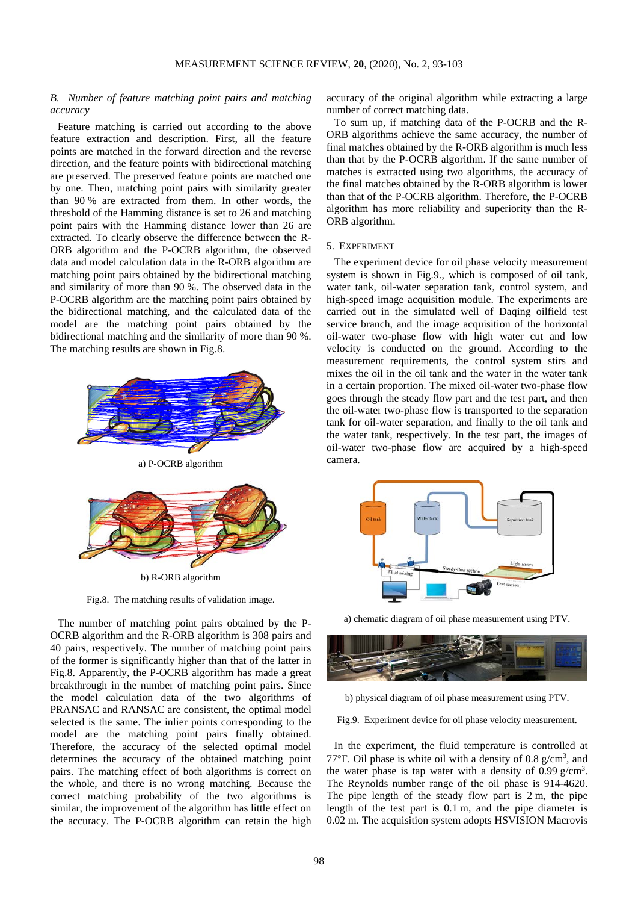### B. Number of feature matching point pairs and matching accuracy

Feature matching is carried out according to the above feature extraction and description. First, all the feature points are matched in the forward direction and the reverse direction, and the feature points with bidirectional matching are preserved. The preserved feature points are matched one by one. Then, matching point pairs with similarity greater than 90 % are extracted from them. In other words, the threshold of the Hamming distance is set to 26 and matching point pairs with the Hamming distance lower than 26 are extracted. To clearly observe the difference between the R-ORB algorithm and the P-OCRB algorithm, the observed data and model calculation data in the R-ORB algorithm are matching point pairs obtained by the bidirectional matching and similarity of more than 90 %. The observed data in the P-OCRB algorithm are the matching point pairs obtained by the bidirectional matching, and the calculated data of the model are the matching point pairs obtained by the bidirectional matching and the similarity of more than 90 %. The matching results are shown in Fig.8.

a) P-OCRB algorithm

b) R-ORB algorithm

Fig.8. The matching results of validation image.

The number of matching point pairs obtained by the P-OCRB algorithm and the R-ORB algorithm is 308 pairs and 40 pairs, respectively. The number of matching point pairs of the former is significantly higher than that of the latter in Fig.8. Apparently, the P-OCRB algorithm has made a great breakthrough in the number of matching point pairs. Since the model calculation data of the two algorithms of PRANSAC and RANSAC are consistent, the optimal model selected is the same. The inlier points corresponding to the model are the matching point pairs finally obtained. Therefore, the accuracy of the selected optimal model determines the accuracy of the obtained matching point pairs. The matching effect of both algorithms is correct on the whole, and there is no wrong matching. Because the correct matching probability of the two algorithms is similar, the improvement of the algorithm has little effect on the accuracy. The P-OCRB algorithm can retain the high accuracy of the original algorithm while extracting a large number of correct matching data.

To sum up, if matching data of the P-OCRB and the R-ORB algorithms achieve the same accuracy, the number of final matches obtained by the R-ORB algorithm is much less than that by the P-OCRB algorithm. If the same number of matches is extracted using two algorithms, the accuracy of the final matches obtained by the R-ORB algorithm is lower than that of the P-OCRB algorithm. Therefore, the P-OCRB algorithm has more reliability and superiority than the R-ORB algorithm.

## 5. Experiment

The experiment device for oil phase velocity measurement system is shown in Fig.9., which is composed of oil tank, water tank, oil-water separation tank, control system, and high-speed image acquisition module. The experiments are carried out in the simulated well of Daqing oilfield test service branch, and the image acquisition of the horizontal oil-water two-phase flow with high water cut and low velocity is conducted on the ground. According to the measurement requirements, the control system stirs and mixes the oil in the oil tank and the water in the water tank in a certain proportion. The mixed oil-water two-phase flow goes through the steady flow part and the test part, and then the oil-water two-phase flow is transported to the separation tank for oil-water separation, and finally to the oil tank and the water tank, respectively. In the test part, the images of oil-water two-phase flow are acquired by a high-speed camera.

a) chematic diagram of oil phase measurement using PTV.

b) physical diagram of oil phase measurement using PTV.

Fig.9. Experiment device for oil phase velocity measurement.

In the experiment, the fluid temperature is controlled at 77°F. Oil phase is white oil with a density of 0.8 g/cm$^3$, and the water phase is tap water with a density of 0.99 g/cm$^3$. The Reynolds number range of the oil phase is 914-4620. The pipe length of the steady flow part is 2 m, the pipe length of the test part is 0.1 m, and the pipe diameter is 0.02 m. The acquisition system adopts HSVISION Macrovis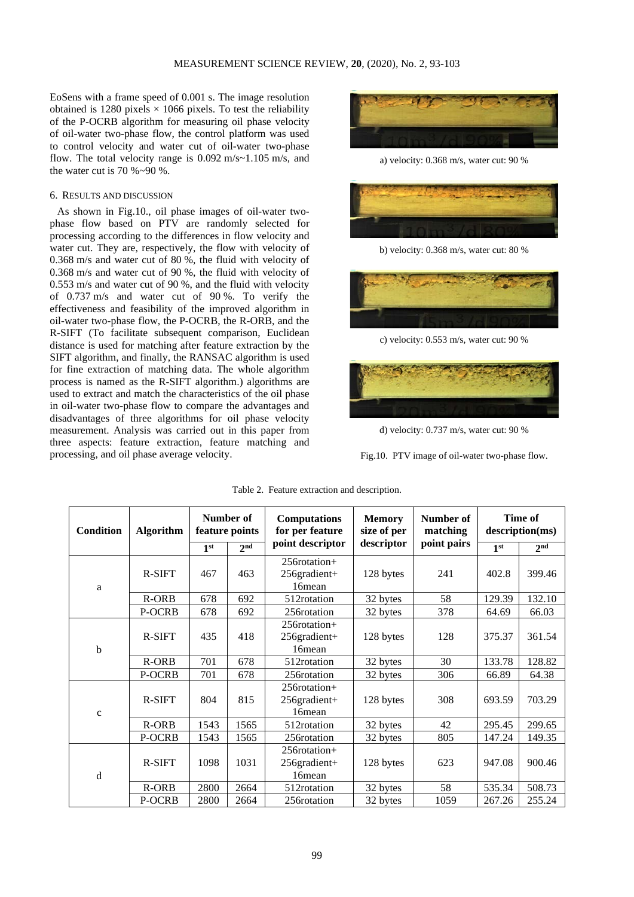EoSens with a frame speed of 0.001 s. The image resolution obtained is 1280 pixels × 1066 pixels. To test the reliability of the P-OCRB algorithm for measuring oil phase velocity of oil-water two-phase flow, the control platform was used to control velocity and water cut of oil-water two-phase flow. The total velocity range is 0.092 m/s~1.105 m/s, and the water cut is 70 %~90 %.

## 6. Results and discussion

As shown in Fig.10., oil phase images of oil-water two-phase flow based on PTV are randomly selected for processing according to the differences in flow velocity and water cut. They are, respectively, the flow with velocity of 0.368 m/s and water cut of 80 %, the fluid with velocity of 0.368 m/s and water cut of 90 %, the fluid with velocity of 0.553 m/s and water cut of 90 %, and the fluid with velocity of 0.737 m/s and water cut of 90 %. To verify the effectiveness and feasibility of the improved algorithm in oil-water two-phase flow, the P-OCRB, the R-ORB, and the R-SIFT (To facilitate subsequent comparison, Euclidean distance is used for matching after feature extraction by the SIFT algorithm, and finally, the RANSAC algorithm is used for fine extraction of matching data. The whole algorithm process is named as the R-SIFT algorithm.) algorithms are used to extract and match the characteristics of the oil phase in oil-water two-phase flow to compare the advantages and disadvantages of three algorithms for oil phase velocity measurement. Analysis was carried out in this paper from three aspects: feature extraction, feature matching and processing, and oil phase average velocity.

a) velocity: 0.368 m/s, water cut: 90 %

b) velocity: 0.368 m/s, water cut: 80 %

c) velocity: 0.553 m/s, water cut: 90 %

d) velocity: 0.737 m/s, water cut: 90 %

Fig.10. PTV image of oil-water two-phase flow.

Table 2. Feature extraction and description.

| Condition | Algorithm | Number of feature points | | Computations for per feature point descriptor | Memory size of per descriptor | Number of matching point pairs | Time of description(ms) | |
|---|---|---|---|---|---|---|---|---|
| | | 1st | 2nd | | | | 1st | 2nd |
| a | R-SIFT | 467 | 463 | 256rotation+ 256gradient+ 16mean | 128 bytes | 241 | 402.8 | 399.46 |
| | R-ORB | 678 | 692 | 512rotation | 32 bytes | 58 | 129.39 | 132.10 |
| | P-OCRB | 678 | 692 | 256rotation | 32 bytes | 378 | 64.69 | 66.03 |
| b | R-SIFT | 435 | 418 | 256rotation+ 256gradient+ 16mean | 128 bytes | 128 | 375.37 | 361.54 |
| | R-ORB | 701 | 678 | 512rotation | 32 bytes | 30 | 133.78 | 128.82 |
| | P-OCRB | 701 | 678 | 256rotation | 32 bytes | 306 | 66.89 | 64.38 |
| c | R-SIFT | 804 | 815 | 256rotation+ 256gradient+ 16mean | 128 bytes | 308 | 693.59 | 703.29 |
| | R-ORB | 1543 | 1565 | 512rotation | 32 bytes | 42 | 295.45 | 299.65 |
| | P-OCRB | 1543 | 1565 | 256rotation | 32 bytes | 805 | 147.24 | 149.35 |
| d | R-SIFT | 1098 | 1031 | 256rotation+ 256gradient+ 16mean | 128 bytes | 623 | 947.08 | 900.46 |
| | R-ORB | 2800 | 2664 | 512rotation | 32 bytes | 58 | 535.34 | 508.73 |
| | P-OCRB | 2800 | 2664 | 256rotation | 32 bytes | 1059 | 267.26 | 255.24 |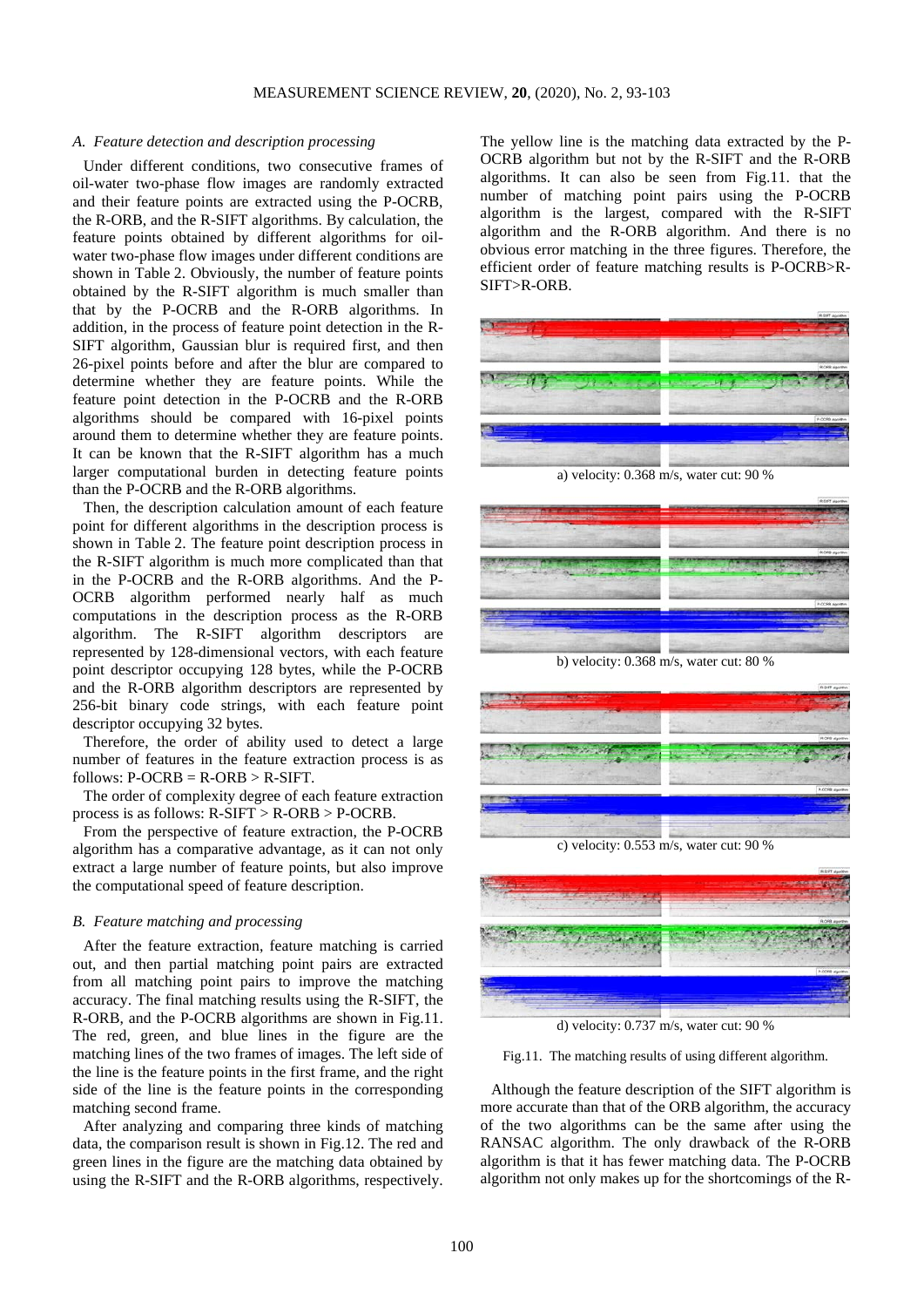### A. *Feature detection and description processing*

Under different conditions, two consecutive frames of oil-water two-phase flow images are randomly extracted and their feature points are extracted using the P-OCRB, the R-ORB, and the R-SIFT algorithms. By calculation, the feature points obtained by different algorithms for oil-water two-phase flow images under different conditions are shown in Table 2. Obviously, the number of feature points obtained by the R-SIFT algorithm is much smaller than that by the P-OCRB and the R-ORB algorithms. In addition, in the process of feature point detection in the R-SIFT algorithm, Gaussian blur is required first, and then 26-pixel points before and after the blur are compared to determine whether they are feature points. While the feature point detection in the P-OCRB and the R-ORB algorithms should be compared with 16-pixel points around them to determine whether they are feature points. It can be known that the R-SIFT algorithm has a much larger computational burden in detecting feature points than the P-OCRB and the R-ORB algorithms.

Then, the description calculation amount of each feature point for different algorithms in the description process is shown in Table 2. The feature point description process in the R-SIFT algorithm is much more complicated than that in the P-OCRB and the R-ORB algorithms. And the P-OCRB algorithm performed nearly half as much computations in the description process as the R-ORB algorithm. The R-SIFT algorithm descriptors are represented by 128-dimensional vectors, with each feature point descriptor occupying 128 bytes, while the P-OCRB and the R-ORB algorithm descriptors are represented by 256-bit binary code strings, with each feature point descriptor occupying 32 bytes.

Therefore, the order of ability used to detect a large number of features in the feature extraction process is as follows: P-OCRB = R-ORB > R-SIFT.

The order of complexity degree of each feature extraction process is as follows: R-SIFT > R-ORB > P-OCRB.

From the perspective of feature extraction, the P-OCRB algorithm has a comparative advantage, as it can not only extract a large number of feature points, but also improve the computational speed of feature description.

### B. *Feature matching and processing*

After the feature extraction, feature matching is carried out, and then partial matching point pairs are extracted from all matching point pairs to improve the matching accuracy. The final matching results using the R-SIFT, the R-ORB, and the P-OCRB algorithms are shown in Fig.11. The red, green, and blue lines in the figure are the matching lines of the two frames of images. The left side of the line is the feature points in the first frame, and the right side of the line is the feature points in the corresponding matching second frame.

After analyzing and comparing three kinds of matching data, the comparison result is shown in Fig.12. The red and green lines in the figure are the matching data obtained by using the R-SIFT and the R-ORB algorithms, respectively. The yellow line is the matching data extracted by the P-OCRB algorithm but not by the R-SIFT and the R-ORB algorithms. It can also be seen from Fig.11. that the number of matching point pairs using the P-OCRB algorithm is the largest, compared with the R-SIFT algorithm and the R-ORB algorithm. And there is no obvious error matching in the three figures. Therefore, the efficient order of feature matching results is P-OCRB>R-SIFT>R-ORB.

a) velocity: 0.368 m/s, water cut: 90 %

b) velocity: 0.368 m/s, water cut: 80 %

c) velocity: 0.553 m/s, water cut: 90 %

d) velocity: 0.737 m/s, water cut: 90 %

Fig.11. The matching results of using different algorithm.

Although the feature description of the SIFT algorithm is more accurate than that of the ORB algorithm, the accuracy of the two algorithms can be the same after using the RANSAC algorithm. The only drawback of the R-ORB algorithm is that it has fewer matching data. The P-OCRB algorithm not only makes up for the shortcomings of the R-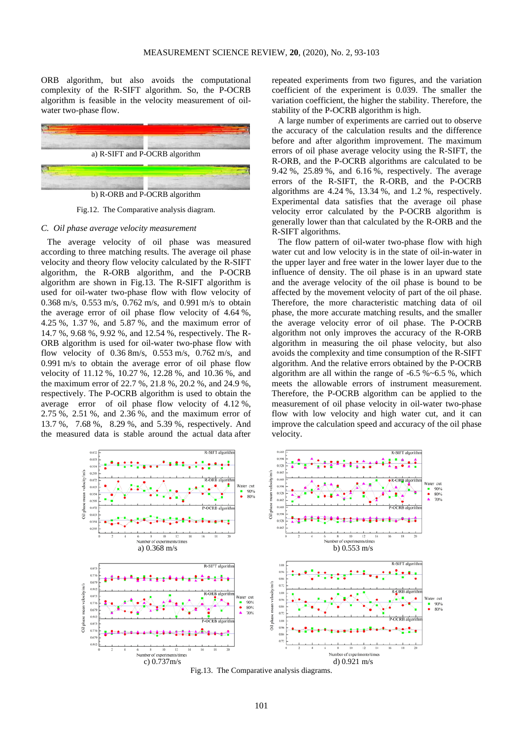ORB algorithm, but also avoids the computational complexity of the R-SIFT algorithm. So, the P-OCRB algorithm is feasible in the velocity measurement of oil-water two-phase flow.

a) R-SIFT and P-OCRB algorithm

b) R-ORB and P-OCRB algorithm

Fig.12. The Comparative analysis diagram.

### *C. Oil phase average velocity measurement*

The average velocity of oil phase was measured according to three matching results. The average oil phase velocity and theory flow velocity calculated by the R-SIFT algorithm, the R-ORB algorithm, and the P-OCRB algorithm are shown in Fig.13. The R-SIFT algorithm is used for oil-water two-phase flow with flow velocity of 0.368 m/s, 0.553 m/s, 0.762 m/s, and 0.991 m/s to obtain the average error of oil phase flow velocity of 4.64 %, 4.25 %, 1.37 %, and 5.87 %, and the maximum error of 14.7 %, 9.68 %, 9.92 %, and 12.54 %, respectively. The R-ORB algorithm is used for oil-water two-phase flow with flow velocity of 0.36 8m/s, 0.553 m/s, 0.762 m/s, and 0.991 m/s to obtain the average error of oil phase flow velocity of 11.12 %, 10.27 %, 12.28 %, and 10.36 %, and the maximum error of 22.7 %, 21.8 %, 20.2 %, and 24.9 %, respectively. The P-OCRB algorithm is used to obtain the average error of oil phase flow velocity of 4.12 %, 2.75 %, 2.51 %, and 2.36 %, and the maximum error of 13.7 %, 7.68 %, 8.29 %, and 5.39 %, respectively. And the measured data is stable around the actual data after repeated experiments from two figures, and the variation coefficient of the experiment is 0.039. The smaller the variation coefficient, the higher the stability. Therefore, the stability of the P-OCRB algorithm is high.

A large number of experiments are carried out to observe the accuracy of the calculation results and the difference before and after algorithm improvement. The maximum errors of oil phase average velocity using the R-SIFT, the R-ORB, and the P-OCRB algorithms are calculated to be 9.42 %, 25.89 %, and 6.16 %, respectively. The average errors of the R-SIFT, the R-ORB, and the P-OCRB algorithms are 4.24 %, 13.34 %, and 1.2 %, respectively. Experimental data satisfies that the average oil phase velocity error calculated by the P-OCRB algorithm is generally lower than that calculated by the R-ORB and the R-SIFT algorithms.

The flow pattern of oil-water two-phase flow with high water cut and low velocity is in the state of oil-in-water in the upper layer and free water in the lower layer due to the influence of density. The oil phase is in an upward state and the average velocity of the oil phase is bound to be affected by the movement velocity of part of the oil phase. Therefore, the more characteristic matching data of oil phase, the more accurate matching results, and the smaller the average velocity error of oil phase. The P-OCRB algorithm not only improves the accuracy of the R-ORB algorithm in measuring the oil phase velocity, but also avoids the complexity and time consumption of the R-SIFT algorithm. And the relative errors obtained by the P-OCRB algorithm are all within the range of -6.5 %~6.5 %, which meets the allowable errors of instrument measurement. Therefore, the P-OCRB algorithm can be applied to the measurement of oil phase velocity in oil-water two-phase flow with low velocity and high water cut, and it can improve the calculation speed and accuracy of the oil phase velocity.

a) 0.368 m/s

b) 0.553 m/s

c) 0.737m/s

d) 0.921 m/s

Fig.13. The Comparative analysis diagrams.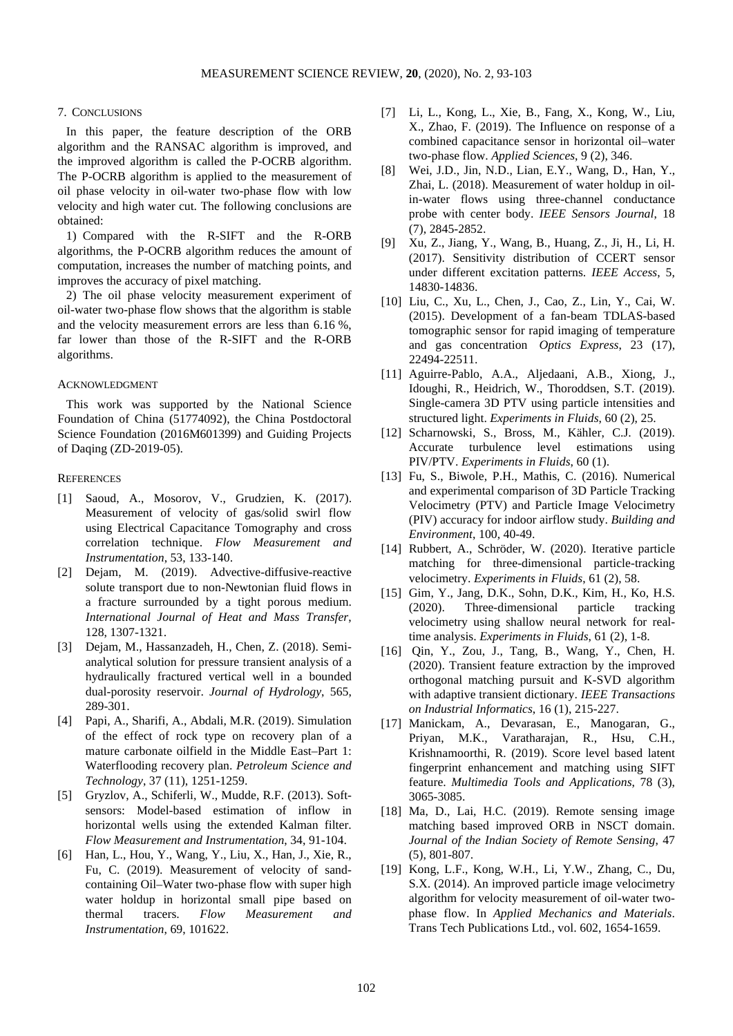## 7. Conclusions

In this paper, the feature description of the ORB algorithm and the RANSAC algorithm is improved, and the improved algorithm is called the P-OCRB algorithm. The P-OCRB algorithm is applied to the measurement of oil phase velocity in oil-water two-phase flow with low velocity and high water cut. The following conclusions are obtained:

1) Compared with the R-SIFT and the R-ORB algorithms, the P-OCRB algorithm reduces the amount of computation, increases the number of matching points, and improves the accuracy of pixel matching.

2) The oil phase velocity measurement experiment of oil-water two-phase flow shows that the algorithm is stable and the velocity measurement errors are less than 6.16 %, far lower than those of the R-SIFT and the R-ORB algorithms.

## Acknowledgment

This work was supported by the National Science Foundation of China (51774092), the China Postdoctoral Science Foundation (2016M601399) and Guiding Projects of Daqing (ZD-2019-05).

## References

[1] Saoud, A., Mosorov, V., Grudzien, K. (2017). Measurement of velocity of gas/solid swirl flow using Electrical Capacitance Tomography and cross correlation technique. *Flow Measurement and Instrumentation*, 53, 133-140.

[2] Dejam, M. (2019). Advective-diffusive-reactive solute transport due to non-Newtonian fluid flows in a fracture surrounded by a tight porous medium. *International Journal of Heat and Mass Transfer*, 128, 1307-1321.

[3] Dejam, M., Hassanzadeh, H., Chen, Z. (2018). Semi-analytical solution for pressure transient analysis of a hydraulically fractured vertical well in a bounded dual-porosity reservoir. *Journal of Hydrology*, 565, 289-301.

[4] Papi, A., Sharifi, A., Abdali, M.R. (2019). Simulation of the effect of rock type on recovery plan of a mature carbonate oilfield in the Middle East–Part 1: Waterflooding recovery plan. *Petroleum Science and Technology*, 37 (11), 1251-1259.

[5] Gryzlov, A., Schiferli, W., Mudde, R.F. (2013). Soft-sensors: Model-based estimation of inflow in horizontal wells using the extended Kalman filter. *Flow Measurement and Instrumentation*, 34, 91-104.

[6] Han, L., Hou, Y., Wang, Y., Liu, X., Han, J., Xie, R., Fu, C. (2019). Measurement of velocity of sand-containing Oil–Water two-phase flow with super high water holdup in horizontal small pipe based on thermal tracers. *Flow Measurement and Instrumentation*, 69, 101622.

[7] Li, L., Kong, L., Xie, B., Fang, X., Kong, W., Liu, X., Zhao, F. (2019). The Influence on response of a combined capacitance sensor in horizontal oil–water two-phase flow. *Applied Sciences*, 9 (2), 346.

[8] Wei, J.D., Jin, N.D., Lian, E.Y., Wang, D., Han, Y., Zhai, L. (2018). Measurement of water holdup in oil-in-water flows using three-channel conductance probe with center body. *IEEE Sensors Journal*, 18 (7), 2845-2852.

[9] Xu, Z., Jiang, Y., Wang, B., Huang, Z., Ji, H., Li, H. (2017). Sensitivity distribution of CCERT sensor under different excitation patterns. *IEEE Access*, 5, 14830-14836.

[10] Liu, C., Xu, L., Chen, J., Cao, Z., Lin, Y., Cai, W. (2015). Development of a fan-beam TDLAS-based tomographic sensor for rapid imaging of temperature and gas concentration *Optics Express*, 23 (17), 22494-22511.

[11] Aguirre-Pablo, A.A., Aljedaani, A.B., Xiong, J., Idoughi, R., Heidrich, W., Thoroddsen, S.T. (2019). Single-camera 3D PTV using particle intensities and structured light. *Experiments in Fluids*, 60 (2), 25.

[12] Scharnowski, S., Bross, M., Kähler, C.J. (2019). Accurate turbulence level estimations using PIV/PTV. *Experiments in Fluids*, 60 (1).

[13] Fu, S., Biwole, P.H., Mathis, C. (2016). Numerical and experimental comparison of 3D Particle Tracking Velocimetry (PTV) and Particle Image Velocimetry (PIV) accuracy for indoor airflow study. *Building and Environment*, 100, 40-49.

[14] Rubbert, A., Schröder, W. (2020). Iterative particle matching for three-dimensional particle-tracking velocimetry. *Experiments in Fluids*, 61 (2), 58.

[15] Gim, Y., Jang, D.K., Sohn, D.K., Kim, H., Ko, H.S. (2020). Three-dimensional particle tracking velocimetry using shallow neural network for real-time analysis. *Experiments in Fluids*, 61 (2), 1-8.

[16] Qin, Y., Zou, J., Tang, B., Wang, Y., Chen, H. (2020). Transient feature extraction by the improved orthogonal matching pursuit and K-SVD algorithm with adaptive transient dictionary. *IEEE Transactions on Industrial Informatics*, 16 (1), 215-227.

[17] Manickam, A., Devarasan, E., Manogaran, G., Priyan, M.K., Varatharajan, R., Hsu, C.H., Krishnamoorthi, R. (2019). Score level based latent fingerprint enhancement and matching using SIFT feature. *Multimedia Tools and Applications*, 78 (3), 3065-3085.

[18] Ma, D., Lai, H.C. (2019). Remote sensing image matching based improved ORB in NSCT domain. *Journal of the Indian Society of Remote Sensing*, 47 (5), 801-807.

[19] Kong, L.F., Kong, W.H., Li, Y.W., Zhang, C., Du, S.X. (2014). An improved particle image velocimetry algorithm for velocity measurement of oil-water two-phase flow. In *Applied Mechanics and Materials*. Trans Tech Publications Ltd., vol. 602, 1654-1659.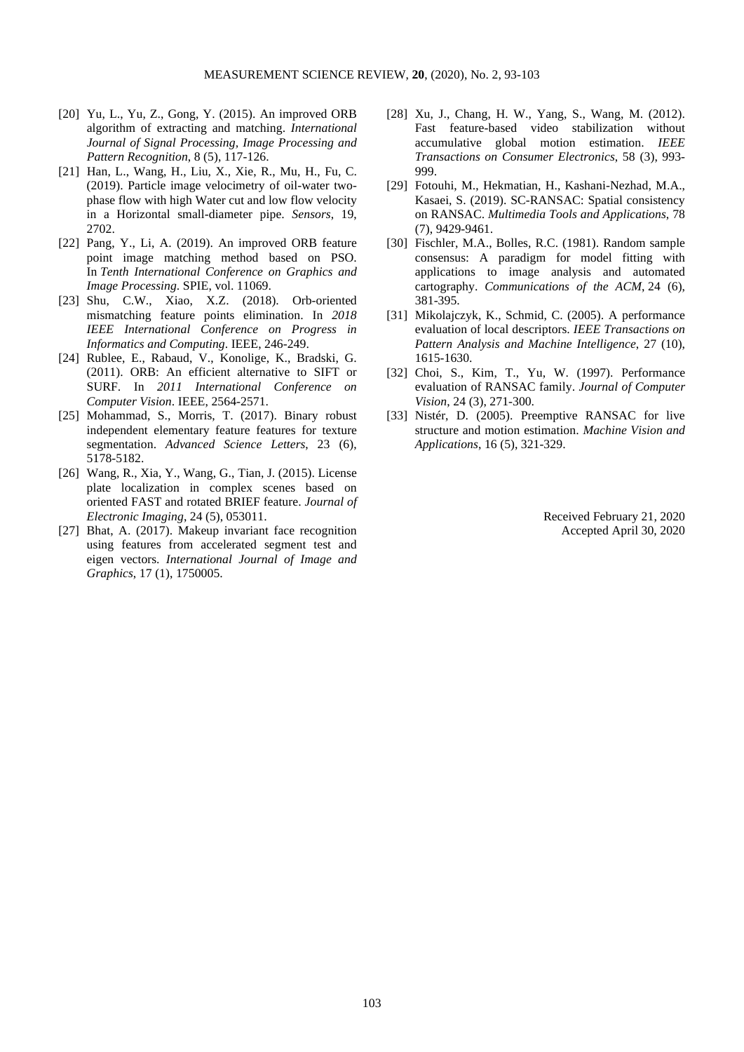[20] Yu, L., Yu, Z., Gong, Y. (2015). An improved ORB algorithm of extracting and matching. *International Journal of Signal Processing, Image Processing and Pattern Recognition*, 8 (5), 117-126.

[21] Han, L., Wang, H., Liu, X., Xie, R., Mu, H., Fu, C. (2019). Particle image velocimetry of oil-water two-phase flow with high Water cut and low flow velocity in a Horizontal small-diameter pipe. *Sensors*, 19, 2702.

[22] Pang, Y., Li, A. (2019). An improved ORB feature point image matching method based on PSO. In *Tenth International Conference on Graphics and Image Processing*. SPIE, vol. 11069.

[23] Shu, C.W., Xiao, X.Z. (2018). Orb-oriented mismatching feature points elimination. In *2018 IEEE International Conference on Progress in Informatics and Computing*. IEEE, 246-249.

[24] Rublee, E., Rabaud, V., Konolige, K., Bradski, G. (2011). ORB: An efficient alternative to SIFT or SURF. In *2011 International Conference on Computer Vision*. IEEE, 2564-2571.

[25] Mohammad, S., Morris, T. (2017). Binary robust independent elementary feature features for texture segmentation. *Advanced Science Letters*, 23 (6), 5178-5182.

[26] Wang, R., Xia, Y., Wang, G., Tian, J. (2015). License plate localization in complex scenes based on oriented FAST and rotated BRIEF feature. *Journal of Electronic Imaging*, 24 (5), 053011.

[27] Bhat, A. (2017). Makeup invariant face recognition using features from accelerated segment test and eigen vectors. *International Journal of Image and Graphics*, 17 (1), 1750005.

[28] Xu, J., Chang, H. W., Yang, S., Wang, M. (2012). Fast feature-based video stabilization without accumulative global motion estimation. *IEEE Transactions on Consumer Electronics*, 58 (3), 993-999.

[29] Fotouhi, M., Hekmatian, H., Kashani-Nezhad, M.A., Kasaei, S. (2019). SC-RANSAC: Spatial consistency on RANSAC. *Multimedia Tools and Applications*, 78 (7), 9429-9461.

[30] Fischler, M.A., Bolles, R.C. (1981). Random sample consensus: A paradigm for model fitting with applications to image analysis and automated cartography. *Communications of the ACM*, 24 (6), 381-395.

[31] Mikolajczyk, K., Schmid, C. (2005). A performance evaluation of local descriptors. *IEEE Transactions on Pattern Analysis and Machine Intelligence*, 27 (10), 1615-1630.

[32] Choi, S., Kim, T., Yu, W. (1997). Performance evaluation of RANSAC family. *Journal of Computer Vision*, 24 (3), 271-300.

[33] Nistér, D. (2005). Preemptive RANSAC for live structure and motion estimation. *Machine Vision and Applications*, 16 (5), 321-329.

Received February 21, 2020
Accepted April 30, 2020